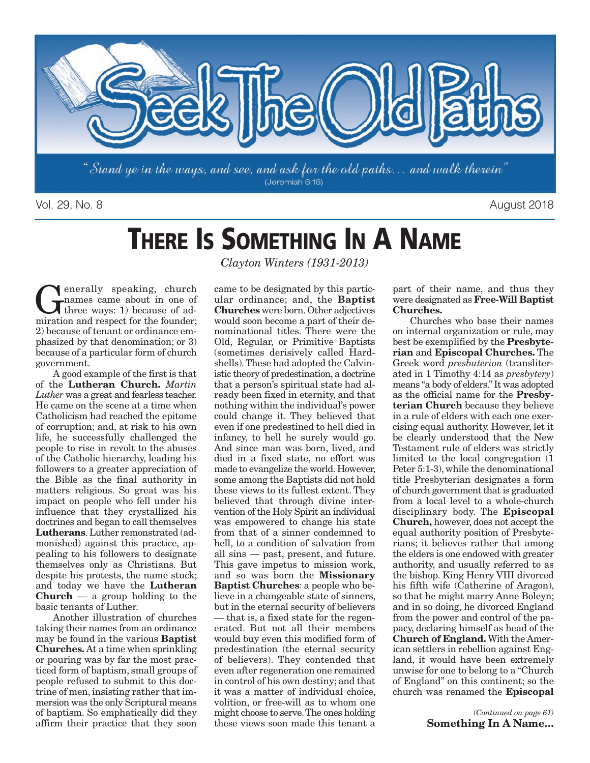# Seek The Old Paths

*"Stand ye in the ways, and see, and ask for the old paths... and walk therein"* (Jeremiah 6:16)

Vol. 29, No. 8 — August 2018

# THERE IS SOMETHING IN A NAME

*Clayton Winters (1931-2013)*

Generally speaking, church names came about in one of three ways: 1) because of admiration and respect for the founder; 2) because of tenant or ordinance emphasized by that denomination; or 3) because of a particular form of church government.

A good example of the first is that of the **Lutheran Church.** *Martin Luther* was a great and fearless teacher. He came on the scene at a time when Catholicism had reached the epitome of corruption; and, at risk to his own life, he successfully challenged the people to rise in revolt to the abuses of the Catholic hierarchy, leading his followers to a greater appreciation of the Bible as the final authority in matters religious. So great was his impact on people who fell under his influence that they crystallized his doctrines and began to call themselves **Lutherans**. Luther remonstrated (admonished) against this practice, appealing to his followers to designate themselves only as Christians. But despite his protests, the name stuck; and today we have the **Lutheran Church** — a group holding to the basic tenants of Luther.

Another illustration of churches taking their names from an ordinance may be found in the various **Baptist Churches.** At a time when sprinkling or pouring was by far the most practiced form of baptism, small groups of people refused to submit to this doctrine of men, insisting rather that immersion was the only Scriptural means of baptism. So emphatically did they affirm their practice that they soon came to be designated by this particular ordinance; and, the **Baptist Churches** were born. Other adjectives would soon become a part of their denominational titles. There were the Old, Regular, or Primitive Baptists (sometimes derisively called Hardshells). These had adopted the Calvinistic theory of predestination, a doctrine that a person's spiritual state had already been fixed in eternity, and that nothing within the individual's power could change it. They believed that even if one predestined to hell died in infancy, to hell he surely would go. And since man was born, lived, and died in a fixed state, no effort was made to evangelize the world. However, some among the Baptists did not hold these views to its fullest extent. They believed that through divine intervention of the Holy Spirit an individual was empowered to change his state from that of a sinner condemned to hell, to a condition of salvation from all sins — past, present, and future. This gave impetus to mission work, and so was born the **Missionary Baptist Churches**: a people who believe in a changeable state of sinners, but in the eternal security of believers — that is, a fixed state for the regenerated. But not all their members would buy even this modified form of predestination (the eternal security of believers). They contended that even after regeneration one remained in control of his own destiny; and that it was a matter of individual choice, volition, or free-will as to whom one might choose to serve. The ones holding these views soon made this tenant a part of their name, and thus they were designated as **Free-Will Baptist Churches.**

Churches who base their names on internal organization or rule, may best be exemplified by the **Presbyterian** and **Episcopal Churches.** The Greek word *presbuterion* (transliterated in 1 Timothy 4:14 as *presbytery*) means "a body of elders." It was adopted as the official name for the **Presbyterian Church** because they believe in a rule of elders with each one exercising equal authority. However, let it be clearly understood that the New Testament rule of elders was strictly limited to the local congregation (1 Peter 5:1-3), while the denominational title Presbyterian designates a form of church government that is graduated from a local level to a whole-church disciplinary body. The **Episcopal Church,** however, does not accept the equal authority position of Presbyterians; it believes rather that among the elders is one endowed with greater authority, and usually referred to as the bishop. King Henry VIII divorced his fifth wife (Catherine of Aragon), so that he might marry Anne Boleyn; and in so doing, he divorced England from the power and control of the papacy, declaring himself as head of the **Church of England.** With the American settlers in rebellion against England, it would have been extremely unwise for one to belong to a "Church of England" on this continent; so the church was renamed the **Episcopal**

*(Continued on page 61)*
**Something In A Name...**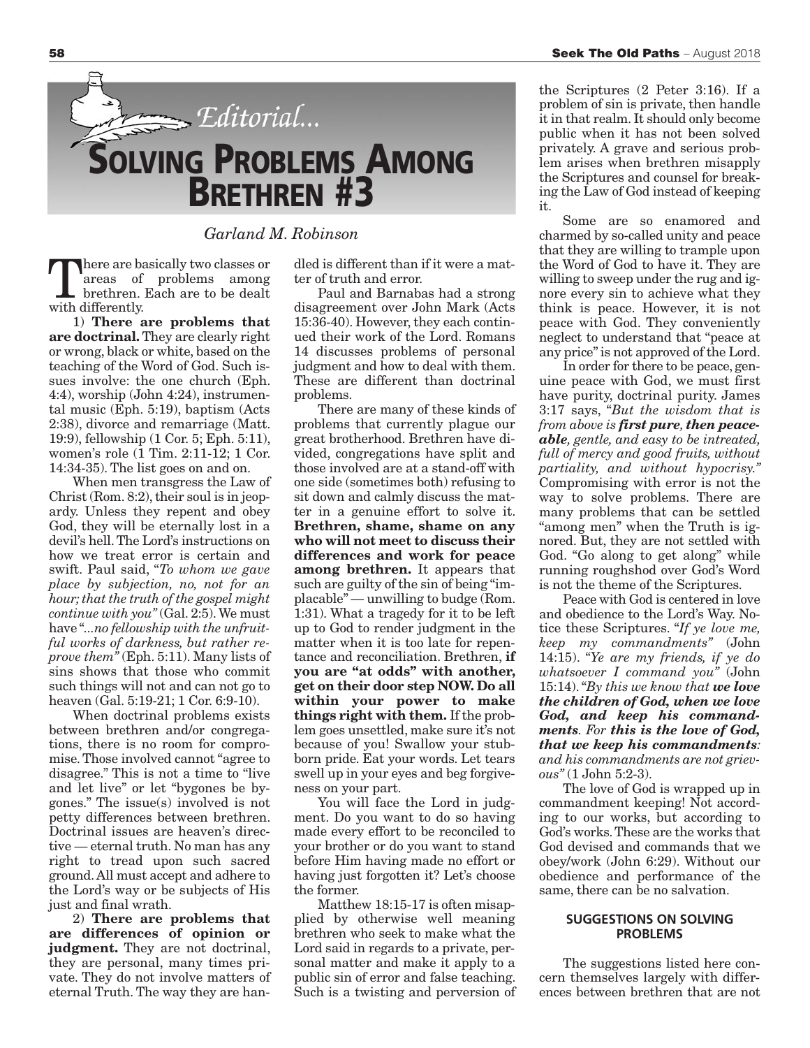# Editorial...

# Solving Problems Among Brethren #3

*Garland M. Robinson*

There are basically two classes or areas of problems among brethren. Each are to be dealt with differently.

1) **There are problems that are doctrinal.** They are clearly right or wrong, black or white, based on the teaching of the Word of God. Such issues involve: the one church (Eph. 4:4), worship (John 4:24), instrumental music (Eph. 5:19), baptism (Acts 2:38), divorce and remarriage (Matt. 19:9), fellowship (1 Cor. 5; Eph. 5:11), women's role (1 Tim. 2:11-12; 1 Cor. 14:34-35). The list goes on and on.

When men transgress the Law of Christ (Rom. 8:2), their soul is in jeopardy. Unless they repent and obey God, they will be eternally lost in a devil's hell. The Lord's instructions on how we treat error is certain and swift. Paul said, *"To whom we gave place by subjection, no, not for an hour; that the truth of the gospel might continue with you"* (Gal. 2:5). We must have *"...no fellowship with the unfruitful works of darkness, but rather reprove them"* (Eph. 5:11). Many lists of sins shows that those who commit such things will not and can not go to heaven (Gal. 5:19-21; 1 Cor. 6:9-10).

When doctrinal problems exists between brethren and/or congregations, there is no room for compromise. Those involved cannot "agree to disagree." This is not a time to "live and let live" or let "bygones be bygones." The issue(s) involved is not petty differences between brethren. Doctrinal issues are heaven's directive — eternal truth. No man has any right to tread upon such sacred ground. All must accept and adhere to the Lord's way or be subjects of His just and final wrath.

2) **There are problems that are differences of opinion or judgment.** They are not doctrinal, they are personal, many times private. They do not involve matters of eternal Truth. The way they are handled is different than if it were a matter of truth and error.

Paul and Barnabas had a strong disagreement over John Mark (Acts 15:36-40). However, they each continued their work of the Lord. Romans 14 discusses problems of personal judgment and how to deal with them. These are different than doctrinal problems.

There are many of these kinds of problems that currently plague our great brotherhood. Brethren have divided, congregations have split and those involved are at a stand-off with one side (sometimes both) refusing to sit down and calmly discuss the matter in a genuine effort to solve it. **Brethren, shame, shame on any who will not meet to discuss their differences and work for peace among brethren.** It appears that such are guilty of the sin of being "implacable" — unwilling to budge (Rom. 1:31). What a tragedy for it to be left up to God to render judgment in the matter when it is too late for repentance and reconciliation. Brethren, **if you are "at odds" with another, get on their door step NOW. Do all within your power to make things right with them.** If the problem goes unsettled, make sure it's not because of you! Swallow your stubborn pride. Eat your words. Let tears swell up in your eyes and beg forgiveness on your part.

You will face the Lord in judgment. Do you want to do so having made every effort to be reconciled to your brother or do you want to stand before Him having made no effort or having just forgotten it? Let's choose the former.

Matthew 18:15-17 is often misapplied by otherwise well meaning brethren who seek to make what the Lord said in regards to a private, personal matter and make it apply to a public sin of error and false teaching. Such is a twisting and perversion of the Scriptures (2 Peter 3:16). If a problem of sin is private, then handle it in that realm. It should only become public when it has not been solved privately. A grave and serious problem arises when brethren misapply the Scriptures and counsel for breaking the Law of God instead of keeping it.

Some are so enamored and charmed by so-called unity and peace that they are willing to trample upon the Word of God to have it. They are willing to sweep under the rug and ignore every sin to achieve what they think is peace. However, it is not peace with God. They conveniently neglect to understand that "peace at any price" is not approved of the Lord.

In order for there to be peace, genuine peace with God, we must first have purity, doctrinal purity. James 3:17 says, *"But the wisdom that is from above is **first pure, then peaceable**, gentle, and easy to be intreated, full of mercy and good fruits, without partiality, and without hypocrisy."* Compromising with error is not the way to solve problems. There are many problems that can be settled "among men" when the Truth is ignored. But, they are not settled with God. "Go along to get along" while running roughshod over God's Word is not the theme of the Scriptures.

Peace with God is centered in love and obedience to the Lord's Way. Notice these Scriptures. *"If ye love me, keep my commandments"* (John 14:15). *"Ye are my friends, if ye do whatsoever I command you"* (John 15:14). *"By this we know that **we love the children of God, when we love God, and keep his commandments**. For **this is the love of God, that we keep his commandments**: and his commandments are not grievous"* (1 John 5:2-3).

The love of God is wrapped up in commandment keeping! Not according to our works, but according to God's works. These are the works that God devised and commands that we obey/work (John 6:29). Without our obedience and performance of the same, there can be no salvation.

### SUGGESTIONS ON SOLVING PROBLEMS

The suggestions listed here concern themselves largely with differences between brethren that are not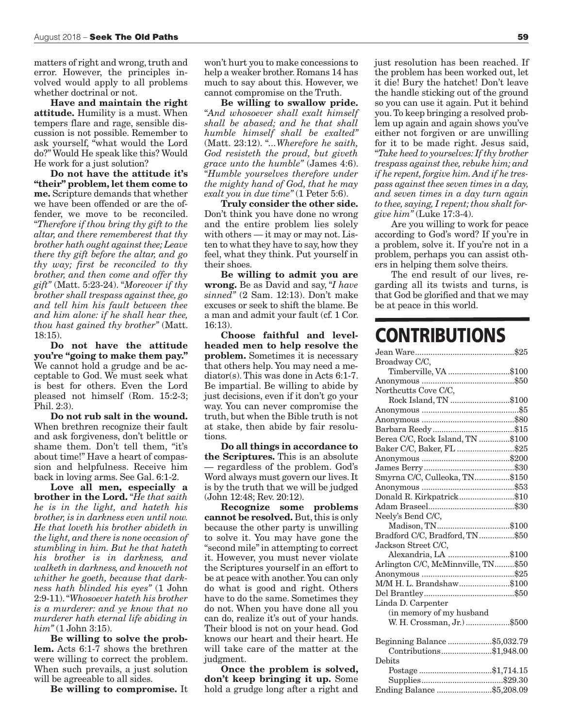matters of right and wrong, truth and error. However, the principles involved would apply to all problems whether doctrinal or not.

**Have and maintain the right attitude.** Humility is a must. When tempers flare and rage, sensible discussion is not possible. Remember to ask yourself, "what would the Lord do?" Would He speak like this? Would He work for a just solution?

**Do not have the attitude it's "their" problem, let them come to me.** Scripture demands that whether we have been offended or are the offender, we move to be reconciled. "*Therefore if thou bring thy gift to the altar, and there rememberest that thy brother hath ought against thee; Leave there thy gift before the altar, and go thy way; first be reconciled to thy brother, and then come and offer thy gift*" (Matt. 5:23-24). "*Moreover if thy brother shall trespass against thee, go and tell him his fault between thee and him alone: if he shall hear thee, thou hast gained thy brother*" (Matt. 18:15).

**Do not have the attitude you're "going to make them pay."** We cannot hold a grudge and be acceptable to God. We must seek what is best for others. Even the Lord pleased not himself (Rom. 15:2-3; Phil. 2:3).

**Do not rub salt in the wound.** When brethren recognize their fault and ask forgiveness, don't belittle or shame them. Don't tell them, "it's about time!" Have a heart of compassion and helpfulness. Receive him back in loving arms. See Gal. 6:1-2.

**Love all men, especially a brother in the Lord.** "*He that saith he is in the light, and hateth his brother, is in darkness even until now. He that loveth his brother abideth in the light, and there is none occasion of stumbling in him. But he that hateth his brother is in darkness, and walketh in darkness, and knoweth not whither he goeth, because that darkness hath blinded his eyes*" (1 John 2:9-11). "*Whosoever hateth his brother is a murderer: and ye know that no murderer hath eternal life abiding in him*" (1 John 3:15).

**Be willing to solve the problem.** Acts 6:1-7 shows the brethren were willing to correct the problem. When such prevails, a just solution will be agreeable to all sides.

**Be willing to compromise.** It won't hurt you to make concessions to help a weaker brother. Romans 14 has much to say about this. However, we cannot compromise on the Truth.

**Be willing to swallow pride.** "*And whosoever shall exalt himself shall be abased; and he that shall humble himself shall be exalted*" (Matt. 23:12). "*...Wherefore he saith, God resisteth the proud, but giveth grace unto the humble*" (James 4:6). "*Humble yourselves therefore under the mighty hand of God, that he may exalt you in due time*" (1 Peter 5:6).

**Truly consider the other side.** Don't think you have done no wrong and the entire problem lies solely with others — it may or may not. Listen to what they have to say, how they feel, what they think. Put yourself in their shoes.

**Be willing to admit you are wrong.** Be as David and say, "*I have sinned*" (2 Sam. 12:13). Don't make excuses or seek to shift the blame. Be a man and admit your fault (cf. 1 Cor. 16:13).

**Choose faithful and level-headed men to help resolve the problem.** Sometimes it is necessary that others help. You may need a mediator(s). This was done in Acts 6:1-7. Be impartial. Be willing to abide by just decisions, even if it don't go your way. You can never compromise the truth, but when the Bible truth is not at stake, then abide by fair resolutions.

**Do all things in accordance to the Scriptures.** This is an absolute — regardless of the problem. God's Word always must govern our lives. It is by the truth that we will be judged (John 12:48; Rev. 20:12).

**Recognize some problems cannot be resolved.** But, this is only because the other party is unwilling to solve it. You may have gone the "second mile" in attempting to correct it. However, you must never violate the Scriptures yourself in an effort to be at peace with another. You can only do what is good and right. Others have to do the same. Sometimes they do not. When you have done all you can do, realize it's out of your hands. Their blood is not on your head. God knows our heart and their heart. He will take care of the matter at the judgment.

**Once the problem is solved, don't keep bringing it up.** Some hold a grudge long after a right and just resolution has been reached. If the problem has been worked out, let it die! Bury the hatchet! Don't leave the handle sticking out of the ground so you can use it again. Put it behind you. To keep bringing a resolved problem up again and again shows you've either not forgiven or are unwilling for it to be made right. Jesus said, "*Take heed to yourselves: If thy brother trespass against thee, rebuke him; and if he repent, forgive him. And if he trespass against thee seven times in a day, and seven times in a day turn again to thee, saying, I repent; thou shalt forgive him*" (Luke 17:3-4).

Are you willing to work for peace according to God's word? If you're in a problem, solve it. If you're not in a problem, perhaps you can assist others in helping them solve theirs.

The end result of our lives, regarding all its twists and turns, is that God be glorified and that we may be at peace in this world.

# CONTRIBUTIONS

| | |
|---|---|
| Jean Ware | $25 |
| Broadway C/C, Timberville, VA | $100 |
| Anonymous | $50 |
| Northcutts Cove C/C, Rock Island, TN | $100 |
| Anonymous | $5 |
| Anonymous | $80 |
| Barbara Reedy | $15 |
| Berea C/C, Rock Island, TN | $100 |
| Baker C/C, Baker, FL | $25 |
| Anonymous | $200 |
| James Berry | $30 |
| Smyrna C/C, Culleoka, TN | $150 |
| Anonymous | $53 |
| Donald R. Kirkpatrick | $10 |
| Adam Braseel | $30 |
| Neely's Bend C/C, Madison, TN | $100 |
| Bradford C/C, Bradford, TN | $50 |
| Jackson Street C/C, Alexandria, LA | $100 |
| Arlington C/C, McMinnville, TN | $50 |
| Anonymous | $25 |
| M/M H. L. Brandshaw | $100 |
| Del Brantley | $50 |
| Linda D. Carpenter (in memory of my husband W. H. Crossman, Jr.) | $500 |

| | |
|---|---|
| Beginning Balance | $5,032.79 |
| Contributions | $1,948.00 |
| Debits | |
| Postage | $1,714.15 |
| Supplies | $29.30 |
| Ending Balance | $5,208.09 |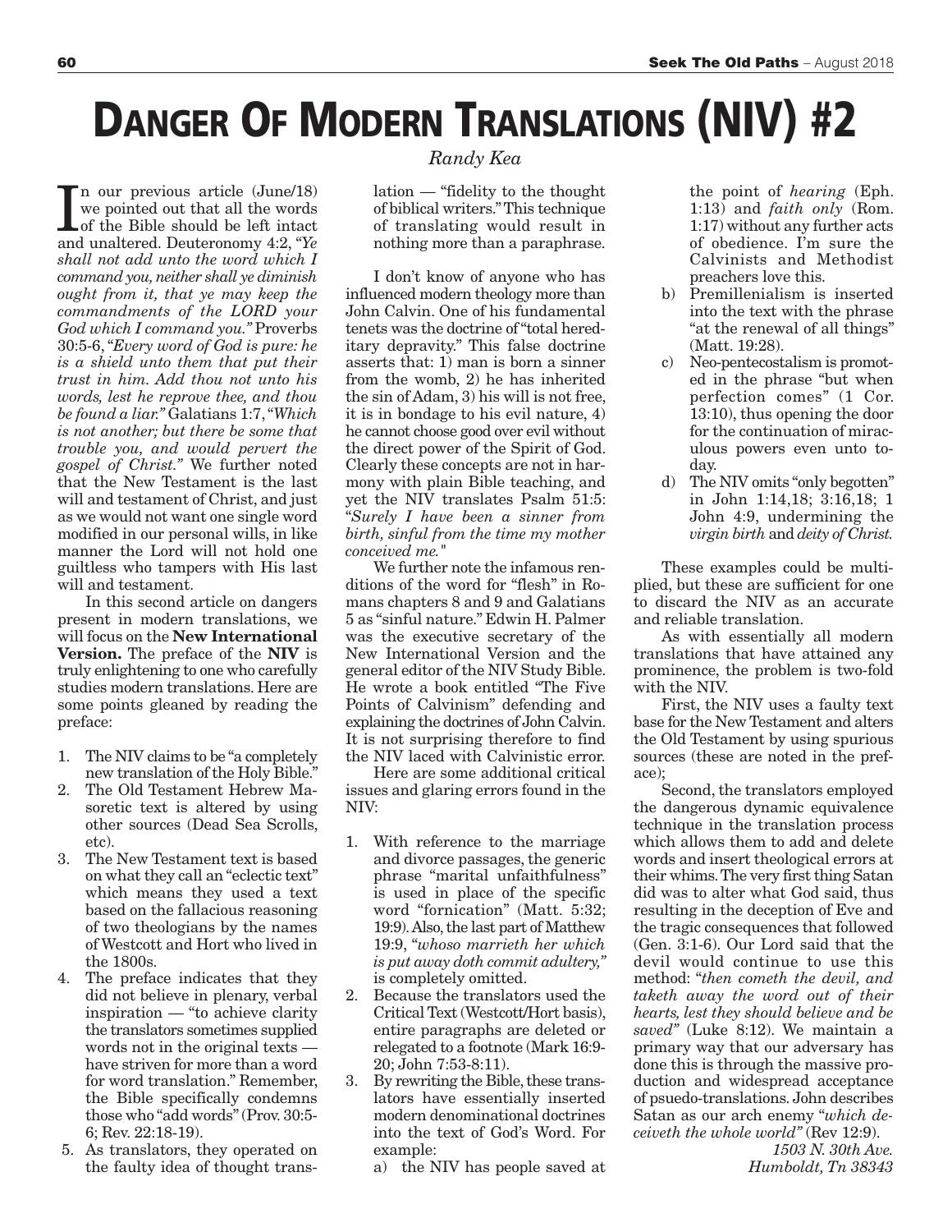# DANGER OF MODERN TRANSLATIONS (NIV) #2

*Randy Kea*

In our previous article (June/18) we pointed out that all the words of the Bible should be left intact and unaltered. Deuteronomy 4:2, *"Ye shall not add unto the word which I command you, neither shall ye diminish ought from it, that ye may keep the commandments of the LORD your God which I command you."* Proverbs 30:5-6, *"Every word of God is pure: he is a shield unto them that put their trust in him. Add thou not unto his words, lest he reprove thee, and thou be found a liar."* Galatians 1:7, *"Which is not another; but there be some that trouble you, and would pervert the gospel of Christ."* We further noted that the New Testament is the last will and testament of Christ, and just as we would not want one single word modified in our personal wills, in like manner the Lord will not hold one guiltless who tampers with His last will and testament.

In this second article on dangers present in modern translations, we will focus on the **New International Version.** The preface of the **NIV** is truly enlightening to one who carefully studies modern translations. Here are some points gleaned by reading the preface:

1. The NIV claims to be "a completely new translation of the Holy Bible."
2. The Old Testament Hebrew Masoretic text is altered by using other sources (Dead Sea Scrolls, etc).
3. The New Testament text is based on what they call an "eclectic text" which means they used a text based on the fallacious reasoning of two theologians by the names of Westcott and Hort who lived in the 1800s.
4. The preface indicates that they did not believe in plenary, verbal inspiration — "to achieve clarity the translators sometimes supplied words not in the original texts — have striven for more than a word for word translation." Remember, the Bible specifically condemns those who "add words" (Prov. 30:5-6; Rev. 22:18-19).
5. As translators, they operated on the faulty idea of thought translation — "fidelity to the thought of biblical writers." This technique of translating would result in nothing more than a paraphrase.

I don't know of anyone who has influenced modern theology more than John Calvin. One of his fundamental tenets was the doctrine of "total hereditary depravity." This false doctrine asserts that: 1) man is born a sinner from the womb, 2) he has inherited the sin of Adam, 3) his will is not free, it is in bondage to his evil nature, 4) he cannot choose good over evil without the direct power of the Spirit of God. Clearly these concepts are not in harmony with plain Bible teaching, and yet the NIV translates Psalm 51:5: "*Surely I have been a sinner from birth, sinful from the time my mother conceived me.*"

We further note the infamous renditions of the word for "flesh" in Romans chapters 8 and 9 and Galatians 5 as "sinful nature." Edwin H. Palmer was the executive secretary of the New International Version and the general editor of the NIV Study Bible. He wrote a book entitled "The Five Points of Calvinism" defending and explaining the doctrines of John Calvin. It is not surprising therefore to find the NIV laced with Calvinistic error.

Here are some additional critical issues and glaring errors found in the NIV:

1. With reference to the marriage and divorce passages, the generic phrase "marital unfaithfulness" is used in place of the specific word "fornication" (Matt. 5:32; 19:9). Also, the last part of Matthew 19:9, "*whoso marrieth her which is put away doth commit adultery,*" is completely omitted.
2. Because the translators used the Critical Text (Westcott/Hort basis), entire paragraphs are deleted or relegated to a footnote (Mark 16:9-20; John 7:53-8:11).
3. By rewriting the Bible, these translators have essentially inserted modern denominational doctrines into the text of God's Word. For example:
   a) the NIV has people saved at the point of *hearing* (Eph. 1:13) and *faith only* (Rom. 1:17) without any further acts of obedience. I'm sure the Calvinists and Methodist preachers love this.
   b) Premillenialism is inserted into the text with the phrase "at the renewal of all things" (Matt. 19:28).
   c) Neo-pentecostalism is promoted in the phrase "but when perfection comes" (1 Cor. 13:10), thus opening the door for the continuation of miraculous powers even unto today.
   d) The NIV omits "only begotten" in John 1:14,18; 3:16,18; 1 John 4:9, undermining the *virgin birth* and *deity of Christ*.

These examples could be multiplied, but these are sufficient for one to discard the NIV as an accurate and reliable translation.

As with essentially all modern translations that have attained any prominence, the problem is two-fold with the NIV.

First, the NIV uses a faulty text base for the New Testament and alters the Old Testament by using spurious sources (these are noted in the preface);

Second, the translators employed the dangerous dynamic equivalence technique in the translation process which allows them to add and delete words and insert theological errors at their whims. The very first thing Satan did was to alter what God said, thus resulting in the deception of Eve and the tragic consequences that followed (Gen. 3:1-6). Our Lord said that the devil would continue to use this method: "*then cometh the devil, and taketh away the word out of their hearts, lest they should believe and be saved*" (Luke 8:12). We maintain a primary way that our adversary has done this is through the massive production and widespread acceptance of psuedo-translations. John describes Satan as our arch enemy "*which deceiveth the whole world*" (Rev 12:9).

*1503 N. 30th Ave.*
*Humboldt, Tn 38343*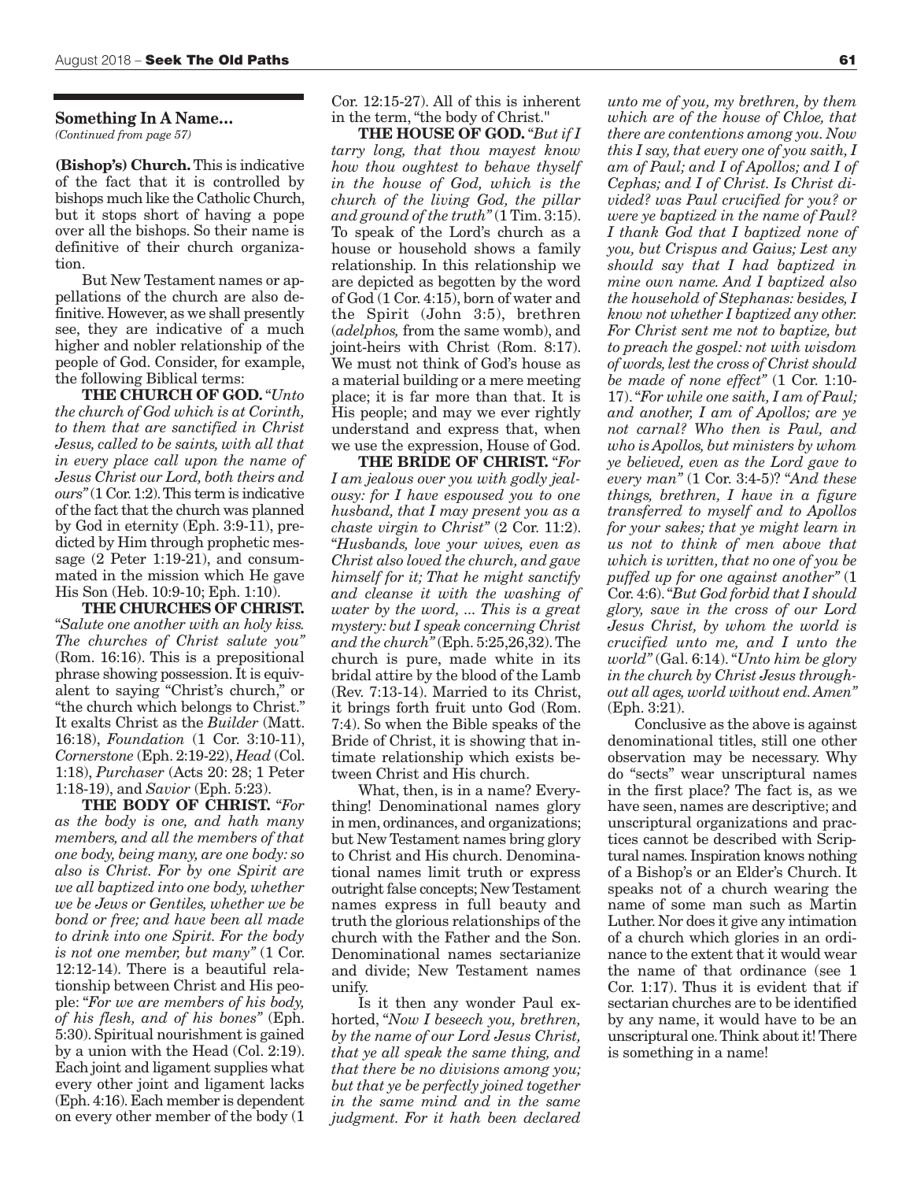**Something In A Name...**
*(Continued from page 57)*

**(Bishop's) Church.** This is indicative of the fact that it is controlled by bishops much like the Catholic Church, but it stops short of having a pope over all the bishops. So their name is definitive of their church organization.

But New Testament names or appellations of the church are also definitive. However, as we shall presently see, they are indicative of a much higher and nobler relationship of the people of God. Consider, for example, the following Biblical terms:

**THE CHURCH OF GOD.** "*Unto the church of God which is at Corinth, to them that are sanctified in Christ Jesus, called to be saints, with all that in every place call upon the name of Jesus Christ our Lord, both theirs and ours*" (1 Cor. 1:2). This term is indicative of the fact that the church was planned by God in eternity (Eph. 3:9-11), predicted by Him through prophetic message (2 Peter 1:19-21), and consummated in the mission which He gave His Son (Heb. 10:9-10; Eph. 1:10).

**THE CHURCHES OF CHRIST.** "*Salute one another with an holy kiss. The churches of Christ salute you*" (Rom. 16:16). This is a prepositional phrase showing possession. It is equivalent to saying "Christ's church," or "the church which belongs to Christ." It exalts Christ as the *Builder* (Matt. 16:18), *Foundation* (1 Cor. 3:10-11), *Cornerstone* (Eph. 2:19-22), *Head* (Col. 1:18), *Purchaser* (Acts 20: 28; 1 Peter 1:18-19), and *Savior* (Eph. 5:23).

**THE BODY OF CHRIST.** "*For as the body is one, and hath many members, and all the members of that one body, being many, are one body: so also is Christ. For by one Spirit are we all baptized into one body, whether we be Jews or Gentiles, whether we be bond or free; and have been all made to drink into one Spirit. For the body is not one member, but many*" (1 Cor. 12:12-14). There is a beautiful relationship between Christ and His people: "*For we are members of his body, of his flesh, and of his bones*" (Eph. 5:30). Spiritual nourishment is gained by a union with the Head (Col. 2:19). Each joint and ligament supplies what every other joint and ligament lacks (Eph. 4:16). Each member is dependent on every other member of the body (1 Cor. 12:15-27). All of this is inherent in the term, "the body of Christ."

**THE HOUSE OF GOD.** "*But if I tarry long, that thou mayest know how thou oughtest to behave thyself in the house of God, which is the church of the living God, the pillar and ground of the truth*" (1 Tim. 3:15). To speak of the Lord's church as a house or household shows a family relationship. In this relationship we are depicted as begotten by the word of God (1 Cor. 4:15), born of water and the Spirit (John 3:5), brethren (*adelphos,* from the same womb), and joint-heirs with Christ (Rom. 8:17). We must not think of God's house as a material building or a mere meeting place; it is far more than that. It is His people; and may we ever rightly understand and express that, when we use the expression, House of God.

**THE BRIDE OF CHRIST.** "*For I am jealous over you with godly jealousy: for I have espoused you to one husband, that I may present you as a chaste virgin to Christ*" (2 Cor. 11:2). "*Husbands, love your wives, even as Christ also loved the church, and gave himself for it; That he might sanctify and cleanse it with the washing of water by the word, ... This is a great mystery: but I speak concerning Christ and the church*" (Eph. 5:25,26,32). The church is pure, made white in its bridal attire by the blood of the Lamb (Rev. 7:13-14). Married to its Christ, it brings forth fruit unto God (Rom. 7:4). So when the Bible speaks of the Bride of Christ, it is showing that intimate relationship which exists between Christ and His church.

What, then, is in a name? Everything! Denominational names glory in men, ordinances, and organizations; but New Testament names bring glory to Christ and His church. Denominational names limit truth or express outright false concepts; New Testament names express in full beauty and truth the glorious relationships of the church with the Father and the Son. Denominational names sectarianize and divide; New Testament names unify.

Is it then any wonder Paul exhorted, "*Now I beseech you, brethren, by the name of our Lord Jesus Christ, that ye all speak the same thing, and that there be no divisions among you; but that ye be perfectly joined together in the same mind and in the same judgment. For it hath been declared unto me of you, my brethren, by them which are of the house of Chloe, that there are contentions among you. Now this I say, that every one of you saith, I am of Paul; and I of Apollos; and I of Cephas; and I of Christ. Is Christ divided? was Paul crucified for you? or were ye baptized in the name of Paul? I thank God that I baptized none of you, but Crispus and Gaius; Lest any should say that I had baptized in mine own name. And I baptized also the household of Stephanas: besides, I know not whether I baptized any other. For Christ sent me not to baptize, but to preach the gospel: not with wisdom of words, lest the cross of Christ should be made of none effect*" (1 Cor. 1:10-17). "*For while one saith, I am of Paul; and another, I am of Apollos; are ye not carnal? Who then is Paul, and who is Apollos, but ministers by whom ye believed, even as the Lord gave to every man*" (1 Cor. 3:4-5)? "*And these things, brethren, I have in a figure transferred to myself and to Apollos for your sakes; that ye might learn in us not to think of men above that which is written, that no one of you be puffed up for one against another*" (1 Cor. 4:6). "*But God forbid that I should glory, save in the cross of our Lord Jesus Christ, by whom the world is crucified unto me, and I unto the world*" (Gal. 6:14). "*Unto him be glory in the church by Christ Jesus throughout all ages, world without end. Amen*" (Eph. 3:21).

Conclusive as the above is against denominational titles, still one other observation may be necessary. Why do "sects" wear unscriptural names in the first place? The fact is, as we have seen, names are descriptive; and unscriptural organizations and practices cannot be described with Scriptural names. Inspiration knows nothing of a Bishop's or an Elder's Church. It speaks not of a church wearing the name of some man such as Martin Luther. Nor does it give any intimation of a church which glories in an ordinance to the extent that it would wear the name of that ordinance (see 1 Cor. 1:17). Thus it is evident that if sectarian churches are to be identified by any name, it would have to be an unscriptural one. Think about it! There is something in a name!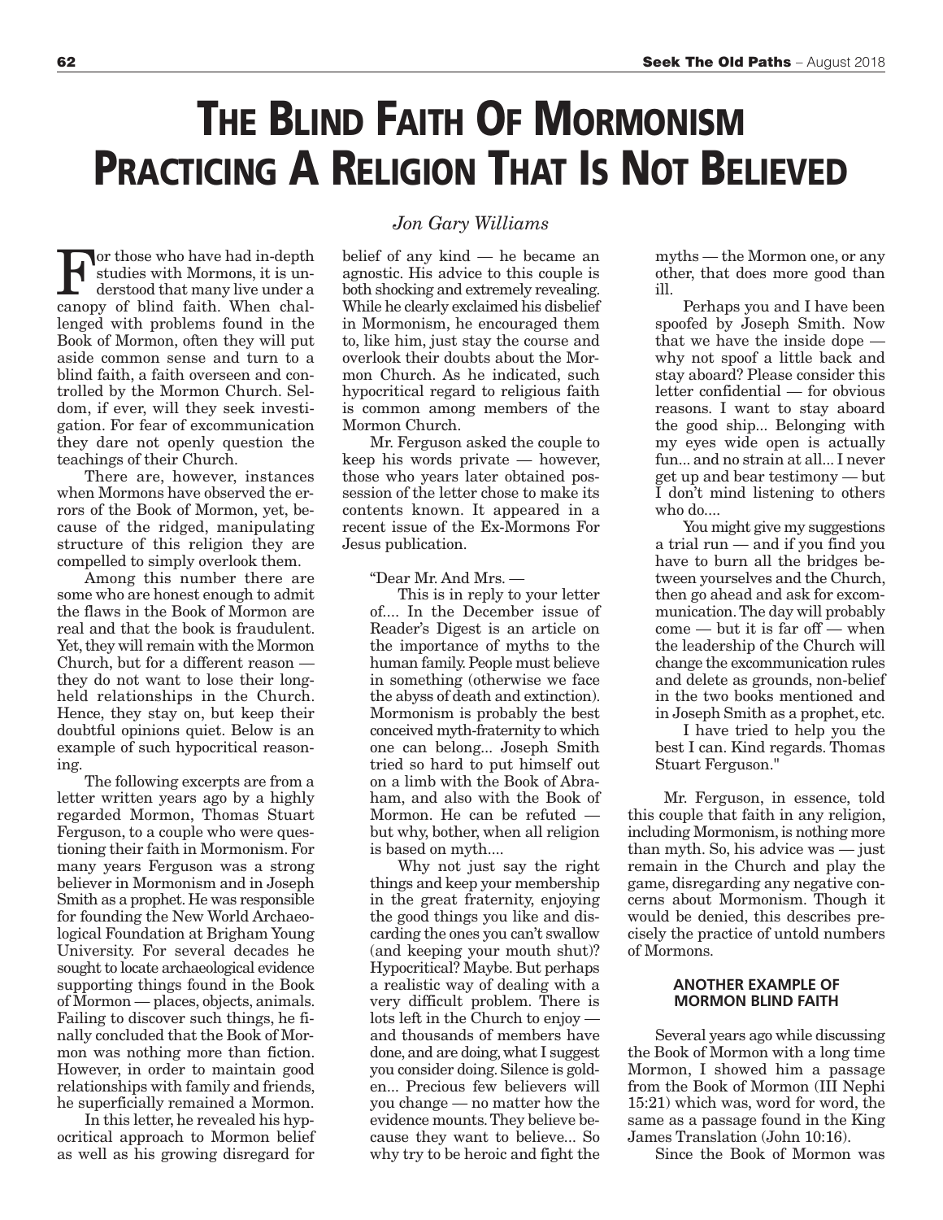# THE BLIND FAITH OF MORMONISM PRACTICING A RELIGION THAT IS NOT BELIEVED

*Jon Gary Williams*

For those who have had in-depth studies with Mormons, it is understood that many live under a canopy of blind faith. When challenged with problems found in the Book of Mormon, often they will put aside common sense and turn to a blind faith, a faith overseen and controlled by the Mormon Church. Seldom, if ever, will they seek investigation. For fear of excommunication they dare not openly question the teachings of their Church.

There are, however, instances when Mormons have observed the errors of the Book of Mormon, yet, because of the ridged, manipulating structure of this religion they are compelled to simply overlook them.

Among this number there are some who are honest enough to admit the flaws in the Book of Mormon are real and that the book is fraudulent. Yet, they will remain with the Mormon Church, but for a different reason — they do not want to lose their long-held relationships in the Church. Hence, they stay on, but keep their doubtful opinions quiet. Below is an example of such hypocritical reasoning.

The following excerpts are from a letter written years ago by a highly regarded Mormon, Thomas Stuart Ferguson, to a couple who were questioning their faith in Mormonism. For many years Ferguson was a strong believer in Mormonism and in Joseph Smith as a prophet. He was responsible for founding the New World Archaeological Foundation at Brigham Young University. For several decades he sought to locate archaeological evidence supporting things found in the Book of Mormon — places, objects, animals. Failing to discover such things, he finally concluded that the Book of Mormon was nothing more than fiction. However, in order to maintain good relationships with family and friends, he superficially remained a Mormon.

In this letter, he revealed his hypocritical approach to Mormon belief as well as his growing disregard for belief of any kind — he became an agnostic. His advice to this couple is both shocking and extremely revealing. While he clearly exclaimed his disbelief in Mormonism, he encouraged them to, like him, just stay the course and overlook their doubts about the Mormon Church. As he indicated, such hypocritical regard to religious faith is common among members of the Mormon Church.

Mr. Ferguson asked the couple to keep his words private — however, those who years later obtained possession of the letter chose to make its contents known. It appeared in a recent issue of the Ex-Mormons For Jesus publication.

> "Dear Mr. And Mrs. —
>
> This is in reply to your letter of.... In the December issue of Reader's Digest is an article on the importance of myths to the human family. People must believe in something (otherwise we face the abyss of death and extinction). Mormonism is probably the best conceived myth-fraternity to which one can belong... Joseph Smith tried so hard to put himself out on a limb with the Book of Abraham, and also with the Book of Mormon. He can be refuted — but why, bother, when all religion is based on myth....
>
> Why not just say the right things and keep your membership in the great fraternity, enjoying the good things you like and discarding the ones you can't swallow (and keeping your mouth shut)? Hypocritical? Maybe. But perhaps a realistic way of dealing with a very difficult problem. There is lots left in the Church to enjoy — and thousands of members have done, and are doing, what I suggest you consider doing. Silence is golden... Precious few believers will you change — no matter how the evidence mounts. They believe because they want to believe... So why try to be heroic and fight the myths — the Mormon one, or any other, that does more good than ill.
>
> Perhaps you and I have been spoofed by Joseph Smith. Now that we have the inside dope — why not spoof a little back and stay aboard? Please consider this letter confidential — for obvious reasons. I want to stay aboard the good ship... Belonging with my eyes wide open is actually fun... and no strain at all... I never get up and bear testimony — but I don't mind listening to others who do....
>
> You might give my suggestions a trial run — and if you find you have to burn all the bridges between yourselves and the Church, then go ahead and ask for excommunication. The day will probably come — but it is far off — when the leadership of the Church will change the excommunication rules and delete as grounds, non-belief in the two books mentioned and in Joseph Smith as a prophet, etc.
>
> I have tried to help you the best I can. Kind regards. Thomas Stuart Ferguson."

Mr. Ferguson, in essence, told this couple that faith in any religion, including Mormonism, is nothing more than myth. So, his advice was — just remain in the Church and play the game, disregarding any negative concerns about Mormonism. Though it would be denied, this describes precisely the practice of untold numbers of Mormons.

### ANOTHER EXAMPLE OF MORMON BLIND FAITH

Several years ago while discussing the Book of Mormon with a long time Mormon, I showed him a passage from the Book of Mormon (III Nephi 15:21) which was, word for word, the same as a passage found in the King James Translation (John 10:16).

Since the Book of Mormon was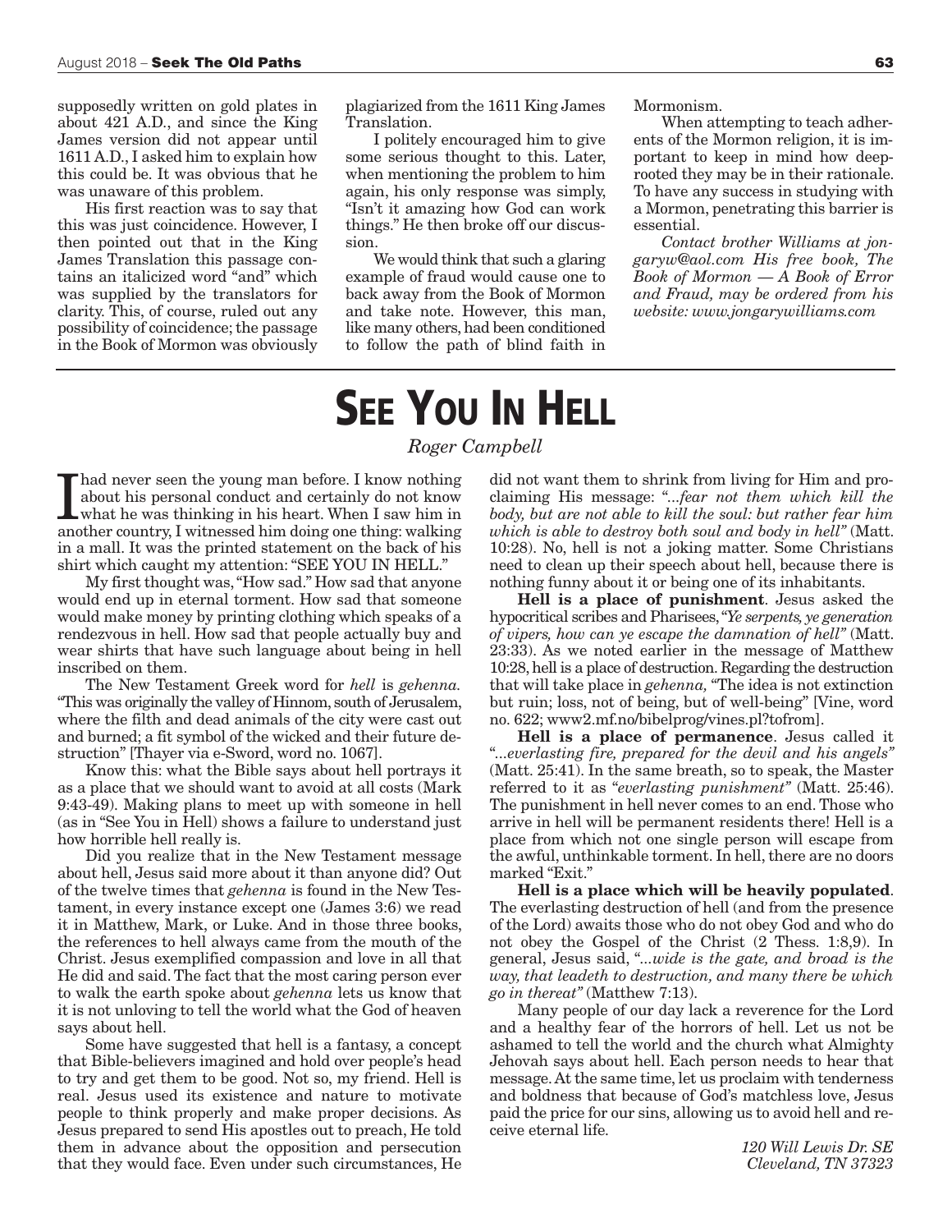supposedly written on gold plates in about 421 A.D., and since the King James version did not appear until 1611 A.D., I asked him to explain how this could be. It was obvious that he was unaware of this problem.

His first reaction was to say that this was just coincidence. However, I then pointed out that in the King James Translation this passage contains an italicized word "and" which was supplied by the translators for clarity. This, of course, ruled out any possibility of coincidence; the passage in the Book of Mormon was obviously plagiarized from the 1611 King James Translation.

I politely encouraged him to give some serious thought to this. Later, when mentioning the problem to him again, his only response was simply, "Isn't it amazing how God can work things." He then broke off our discussion.

We would think that such a glaring example of fraud would cause one to back away from the Book of Mormon and take note. However, this man, like many others, had been conditioned to follow the path of blind faith in Mormonism.

When attempting to teach adherents of the Mormon religion, it is important to keep in mind how deep-rooted they may be in their rationale. To have any success in studying with a Mormon, penetrating this barrier is essential.

*Contact brother Williams at jongaryw@aol.com His free book, The Book of Mormon — A Book of Error and Fraud, may be ordered from his website: www.jongarywilliams.com*

# SEE YOU IN HELL

*Roger Campbell*

I had never seen the young man before. I know nothing about his personal conduct and certainly do not know what he was thinking in his heart. When I saw him in another country, I witnessed him doing one thing: walking in a mall. It was the printed statement on the back of his shirt which caught my attention: "SEE YOU IN HELL."

My first thought was, "How sad." How sad that anyone would end up in eternal torment. How sad that someone would make money by printing clothing which speaks of a rendezvous in hell. How sad that people actually buy and wear shirts that have such language about being in hell inscribed on them.

The New Testament Greek word for *hell* is *gehenna.* "This was originally the valley of Hinnom, south of Jerusalem, where the filth and dead animals of the city were cast out and burned; a fit symbol of the wicked and their future destruction" [Thayer via e-Sword, word no. 1067].

Know this: what the Bible says about hell portrays it as a place that we should want to avoid at all costs (Mark 9:43-49). Making plans to meet up with someone in hell (as in "See You in Hell) shows a failure to understand just how horrible hell really is.

Did you realize that in the New Testament message about hell, Jesus said more about it than anyone did? Out of the twelve times that *gehenna* is found in the New Testament, in every instance except one (James 3:6) we read it in Matthew, Mark, or Luke. And in those three books, the references to hell always came from the mouth of the Christ. Jesus exemplified compassion and love in all that He did and said. The fact that the most caring person ever to walk the earth spoke about *gehenna* lets us know that it is not unloving to tell the world what the God of heaven says about hell.

Some have suggested that hell is a fantasy, a concept that Bible-believers imagined and hold over people's head to try and get them to be good. Not so, my friend. Hell is real. Jesus used its existence and nature to motivate people to think properly and make proper decisions. As Jesus prepared to send His apostles out to preach, He told them in advance about the opposition and persecution that they would face. Even under such circumstances, He did not want them to shrink from living for Him and proclaiming His message: "*...fear not them which kill the body, but are not able to kill the soul: but rather fear him which is able to destroy both soul and body in hell"* (Matt. 10:28). No, hell is not a joking matter. Some Christians need to clean up their speech about hell, because there is nothing funny about it or being one of its inhabitants.

**Hell is a place of punishment**. Jesus asked the hypocritical scribes and Pharisees, "*Ye serpents, ye generation of vipers, how can ye escape the damnation of hell"* (Matt. 23:33). As we noted earlier in the message of Matthew 10:28, hell is a place of destruction. Regarding the destruction that will take place in *gehenna,* "The idea is not extinction but ruin; loss, not of being, but of well-being" [Vine, word no. 622; www2.mf.no/bibelprog/vines.pl?tofrom].

**Hell is a place of permanence**. Jesus called it "*...everlasting fire, prepared for the devil and his angels"* (Matt. 25:41). In the same breath, so to speak, the Master referred to it as "*everlasting punishment"* (Matt. 25:46). The punishment in hell never comes to an end. Those who arrive in hell will be permanent residents there! Hell is a place from which not one single person will escape from the awful, unthinkable torment. In hell, there are no doors marked "Exit."

**Hell is a place which will be heavily populated**. The everlasting destruction of hell (and from the presence of the Lord) awaits those who do not obey God and who do not obey the Gospel of the Christ (2 Thess. 1:8,9). In general, Jesus said, "*...wide is the gate, and broad is the way, that leadeth to destruction, and many there be which go in thereat"* (Matthew 7:13).

Many people of our day lack a reverence for the Lord and a healthy fear of the horrors of hell. Let us not be ashamed to tell the world and the church what Almighty Jehovah says about hell. Each person needs to hear that message. At the same time, let us proclaim with tenderness and boldness that because of God's matchless love, Jesus paid the price for our sins, allowing us to avoid hell and receive eternal life.

*120 Will Lewis Dr. SE*
*Cleveland, TN 37323*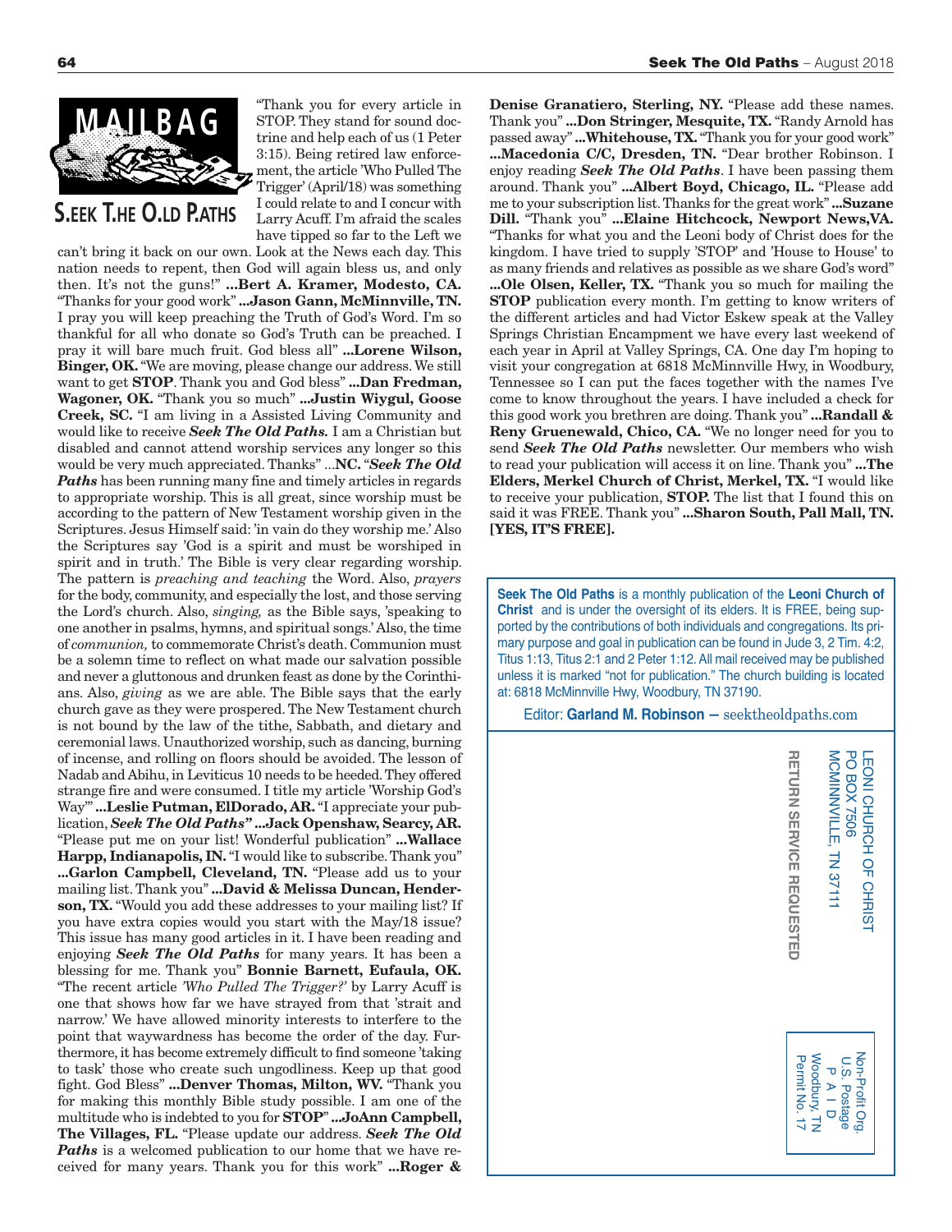# MAILBAG

## SEEK THE OLD PATHS

"Thank you for every article in STOP. They stand for sound doctrine and help each of us (1 Peter 3:15). Being retired law enforcement, the article 'Who Pulled The Trigger' (April/18) was something I could relate to and I concur with Larry Acuff. I'm afraid the scales have tipped so far to the Left we can't bring it back on our own. Look at the News each day. This nation needs to repent, then God will again bless us, and only then. It's not the guns!" **...Bert A. Kramer, Modesto, CA.** "Thanks for your good work" **...Jason Gann, McMinnville, TN.** I pray you will keep preaching the Truth of God's Word. I'm so thankful for all who donate so God's Truth can be preached. I pray it will bare much fruit. God bless all" **...Lorene Wilson, Binger, OK.** "We are moving, please change our address. We still want to get **STOP**. Thank you and God bless" **...Dan Fredman, Wagoner, OK.** "Thank you so much" **...Justin Wiygul, Goose Creek, SC.** "I am living in a Assisted Living Community and would like to receive ***Seek The Old Paths.*** I am a Christian but disabled and cannot attend worship services any longer so this would be very much appreciated. Thanks" ...**NC.** "***Seek The Old Paths*** has been running many fine and timely articles in regards to appropriate worship. This is all great, since worship must be according to the pattern of New Testament worship given in the Scriptures. Jesus Himself said: 'in vain do they worship me.' Also the Scriptures say 'God is a spirit and must be worshiped in spirit and in truth.' The Bible is very clear regarding worship. The pattern is *preaching and teaching* the Word. Also, *prayers* for the body, community, and especially the lost, and those serving the Lord's church. Also, *singing,* as the Bible says, 'speaking to one another in psalms, hymns, and spiritual songs.' Also, the time of *communion,* to commemorate Christ's death. Communion must be a solemn time to reflect on what made our salvation possible and never a gluttonous and drunken feast as done by the Corinthians. Also, *giving* as we are able. The Bible says that the early church gave as they were prospered. The New Testament church is not bound by the law of the tithe, Sabbath, and dietary and ceremonial laws. Unauthorized worship, such as dancing, burning of incense, and rolling on floors should be avoided. The lesson of Nadab and Abihu, in Leviticus 10 needs to be heeded. They offered strange fire and were consumed. I title my article 'Worship God's Way'" **...Leslie Putman, ElDorado, AR.** "I appreciate your publication, ***Seek The Old Paths"*** **...Jack Openshaw, Searcy, AR.** "Please put me on your list! Wonderful publication" **...Wallace Harpp, Indianapolis, IN.** "I would like to subscribe. Thank you" **...Garlon Campbell, Cleveland, TN.** "Please add us to your mailing list. Thank you" **...David & Melissa Duncan, Henderson, TX.** "Would you add these addresses to your mailing list? If you have extra copies would you start with the May/18 issue? This issue has many good articles in it. I have been reading and enjoying ***Seek The Old Paths*** for many years. It has been a blessing for me. Thank you" **Bonnie Barnett, Eufaula, OK.** "The recent article *'Who Pulled The Trigger?'* by Larry Acuff is one that shows how far we have strayed from that 'strait and narrow.' We have allowed minority interests to interfere to the point that waywardness has become the order of the day. Furthermore, it has become extremely difficult to find someone 'taking to task' those who create such ungodliness. Keep up that good fight. God Bless" **...Denver Thomas, Milton, WV.** "Thank you for making this monthly Bible study possible. I am one of the multitude who is indebted to you for **STOP**" **...JoAnn Campbell, The Villages, FL.** "Please update our address. ***Seek The Old Paths*** is a welcomed publication to our home that we have received for many years. Thank you for this work" **...Roger & Denise Granatiero, Sterling, NY.** "Please add these names. Thank you" **...Don Stringer, Mesquite, TX.** "Randy Arnold has passed away" **...Whitehouse, TX.** "Thank you for your good work" **...Macedonia C/C, Dresden, TN.** "Dear brother Robinson. I enjoy reading ***Seek The Old Paths***. I have been passing them around. Thank you" **...Albert Boyd, Chicago, IL.** "Please add me to your subscription list. Thanks for the great work" **...Suzane Dill.** "Thank you" **...Elaine Hitchcock, Newport News,VA.** "Thanks for what you and the Leoni body of Christ does for the kingdom. I have tried to supply 'STOP' and 'House to House' to as many friends and relatives as possible as we share God's word" **...Ole Olsen, Keller, TX.** "Thank you so much for mailing the **STOP** publication every month. I'm getting to know writers of the different articles and had Victor Eskew speak at the Valley Springs Christian Encampment we have every last weekend of each year in April at Valley Springs, CA. One day I'm hoping to visit your congregation at 6818 McMinnville Hwy, in Woodbury, Tennessee so I can put the faces together with the names I've come to know throughout the years. I have included a check for this good work you brethren are doing. Thank you" **...Randall & Reny Gruenewald, Chico, CA.** "We no longer need for you to send ***Seek The Old Paths*** newsletter. Our members who wish to read your publication will access it on line. Thank you" **...The Elders, Merkel Church of Christ, Merkel, TX.** "I would like to receive your publication, **STOP.** The list that I found this on said it was FREE. Thank you" **...Sharon South, Pall Mall, TN. [YES, IT'S FREE].**

**Seek The Old Paths** is a monthly publication of the **Leoni Church of Christ** and is under the oversight of its elders. It is FREE, being supported by the contributions of both individuals and congregations. Its primary purpose and goal in publication can be found in Jude 3, 2 Tim. 4:2, Titus 1:13, Titus 2:1 and 2 Peter 1:12. All mail received may be published unless it is marked "not for publication." The church building is located at: 6818 McMinnville Hwy, Woodbury, TN 37190.

Editor: **Garland M. Robinson —** seektheoldpaths.com

LEONI CHURCH OF CHRIST
PO BOX 7506
MCMINNVILLE, TN 37111

**RETURN SERVICE REQUESTED**

Non-Profit Org.
U.S. Postage
P A I D
Woodbury, TN
Permit No. 17